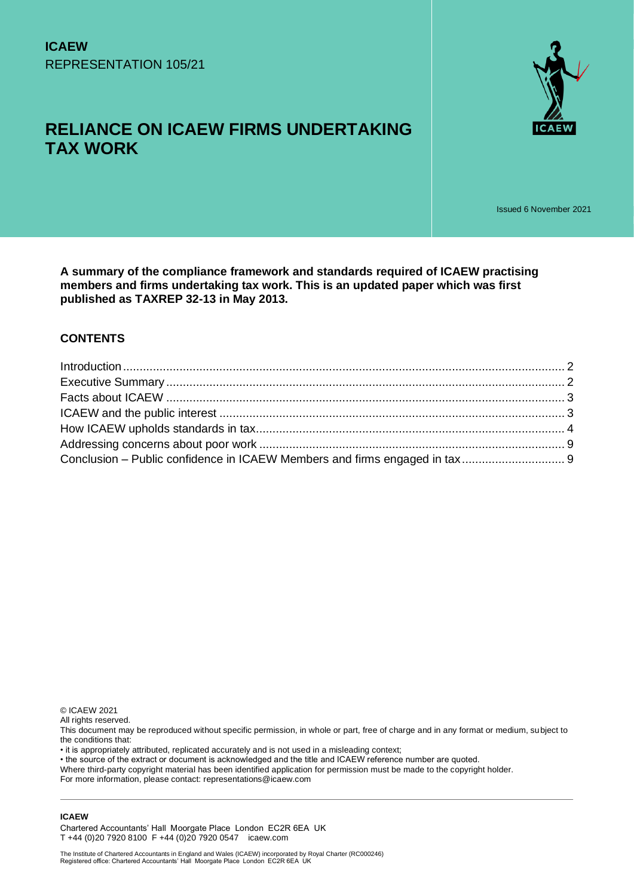**ICAEW**
REPRESENTATION 105/21

# RELIANCE ON ICAEW FIRMS UNDERTAKING TAX WORK

Issued 6 November 2021

**A summary of the compliance framework and standards required of ICAEW practising members and firms undertaking tax work. This is an updated paper which was first published as TAXREP 32-13 in May 2013.**

## CONTENTS

| | |
|---|---|
| Introduction | 2 |
| Executive Summary | 2 |
| Facts about ICAEW | 3 |
| ICAEW and the public interest | 3 |
| How ICAEW upholds standards in tax | 4 |
| Addressing concerns about poor work | 9 |
| Conclusion – Public confidence in ICAEW Members and firms engaged in tax | 9 |

© ICAEW 2021
All rights reserved.
This document may be reproduced without specific permission, in whole or part, free of charge and in any format or medium, subject to the conditions that:
• it is appropriately attributed, replicated accurately and is not used in a misleading context;
• the source of the extract or document is acknowledged and the title and ICAEW reference number are quoted.
Where third-party copyright material has been identified application for permission must be made to the copyright holder.
For more information, please contact: representations@icaew.com

**ICAEW**
Chartered Accountants' Hall Moorgate Place London EC2R 6EA UK
T +44 (0)20 7920 8100 F +44 (0)20 7920 0547 icaew.com

The Institute of Chartered Accountants in England and Wales (ICAEW) incorporated by Royal Charter (RC000246)
Registered office: Chartered Accountants' Hall Moorgate Place London EC2R 6EA UK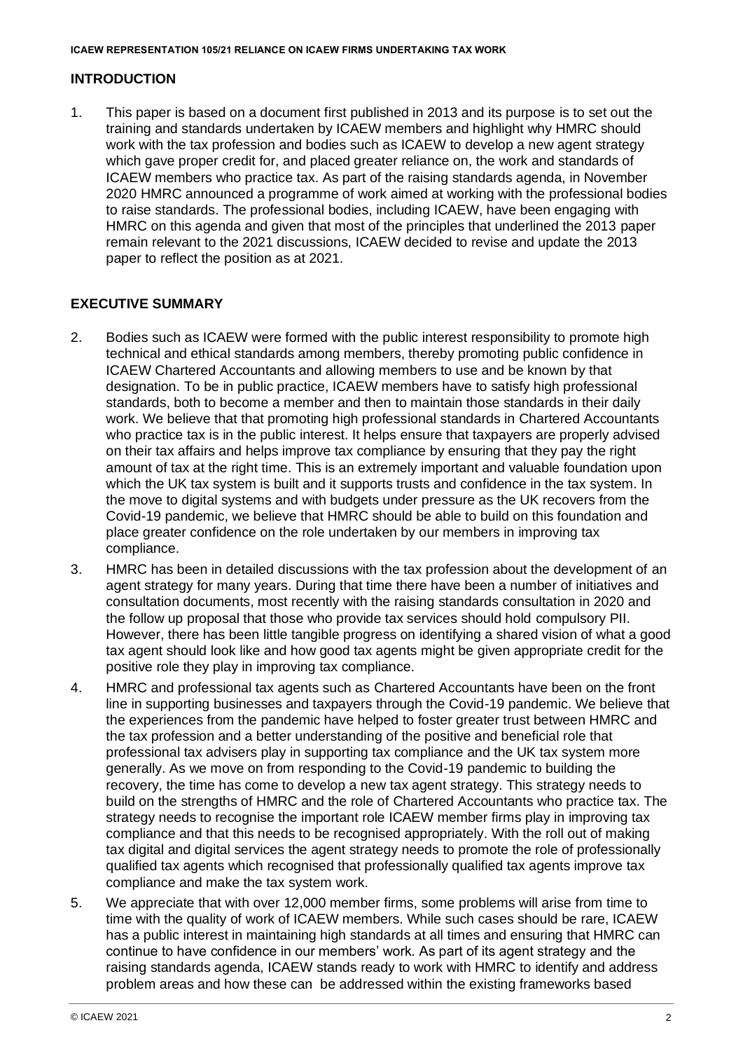## INTRODUCTION

1. This paper is based on a document first published in 2013 and its purpose is to set out the training and standards undertaken by ICAEW members and highlight why HMRC should work with the tax profession and bodies such as ICAEW to develop a new agent strategy which gave proper credit for, and placed greater reliance on, the work and standards of ICAEW members who practice tax. As part of the raising standards agenda, in November 2020 HMRC announced a programme of work aimed at working with the professional bodies to raise standards. The professional bodies, including ICAEW, have been engaging with HMRC on this agenda and given that most of the principles that underlined the 2013 paper remain relevant to the 2021 discussions, ICAEW decided to revise and update the 2013 paper to reflect the position as at 2021.

## EXECUTIVE SUMMARY

2. Bodies such as ICAEW were formed with the public interest responsibility to promote high technical and ethical standards among members, thereby promoting public confidence in ICAEW Chartered Accountants and allowing members to use and be known by that designation. To be in public practice, ICAEW members have to satisfy high professional standards, both to become a member and then to maintain those standards in their daily work. We believe that that promoting high professional standards in Chartered Accountants who practice tax is in the public interest. It helps ensure that taxpayers are properly advised on their tax affairs and helps improve tax compliance by ensuring that they pay the right amount of tax at the right time. This is an extremely important and valuable foundation upon which the UK tax system is built and it supports trusts and confidence in the tax system. In the move to digital systems and with budgets under pressure as the UK recovers from the Covid-19 pandemic, we believe that HMRC should be able to build on this foundation and place greater confidence on the role undertaken by our members in improving tax compliance.
3. HMRC has been in detailed discussions with the tax profession about the development of an agent strategy for many years. During that time there have been a number of initiatives and consultation documents, most recently with the raising standards consultation in 2020 and the follow up proposal that those who provide tax services should hold compulsory PII. However, there has been little tangible progress on identifying a shared vision of what a good tax agent should look like and how good tax agents might be given appropriate credit for the positive role they play in improving tax compliance.
4. HMRC and professional tax agents such as Chartered Accountants have been on the front line in supporting businesses and taxpayers through the Covid-19 pandemic. We believe that the experiences from the pandemic have helped to foster greater trust between HMRC and the tax profession and a better understanding of the positive and beneficial role that professional tax advisers play in supporting tax compliance and the UK tax system more generally. As we move on from responding to the Covid-19 pandemic to building the recovery, the time has come to develop a new tax agent strategy. This strategy needs to build on the strengths of HMRC and the role of Chartered Accountants who practice tax. The strategy needs to recognise the important role ICAEW member firms play in improving tax compliance and that this needs to be recognised appropriately. With the roll out of making tax digital and digital services the agent strategy needs to promote the role of professionally qualified tax agents which recognised that professionally qualified tax agents improve tax compliance and make the tax system work.
5. We appreciate that with over 12,000 member firms, some problems will arise from time to time with the quality of work of ICAEW members. While such cases should be rare, ICAEW has a public interest in maintaining high standards at all times and ensuring that HMRC can continue to have confidence in our members' work. As part of its agent strategy and the raising standards agenda, ICAEW stands ready to work with HMRC to identify and address problem areas and how these can be addressed within the existing frameworks based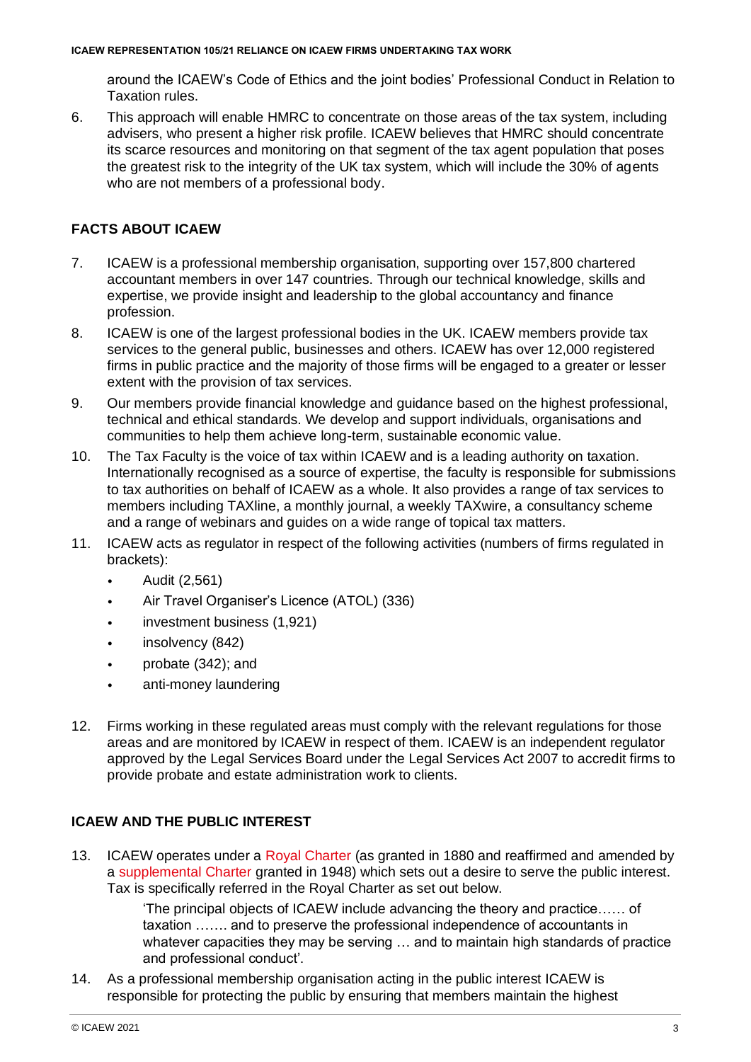around the ICAEW's Code of Ethics and the joint bodies' Professional Conduct in Relation to Taxation rules.

6. This approach will enable HMRC to concentrate on those areas of the tax system, including advisers, who present a higher risk profile. ICAEW believes that HMRC should concentrate its scarce resources and monitoring on that segment of the tax agent population that poses the greatest risk to the integrity of the UK tax system, which will include the 30% of agents who are not members of a professional body.

## FACTS ABOUT ICAEW

7. ICAEW is a professional membership organisation, supporting over 157,800 chartered accountant members in over 147 countries. Through our technical knowledge, skills and expertise, we provide insight and leadership to the global accountancy and finance profession.
8. ICAEW is one of the largest professional bodies in the UK. ICAEW members provide tax services to the general public, businesses and others. ICAEW has over 12,000 registered firms in public practice and the majority of those firms will be engaged to a greater or lesser extent with the provision of tax services.
9. Our members provide financial knowledge and guidance based on the highest professional, technical and ethical standards. We develop and support individuals, organisations and communities to help them achieve long-term, sustainable economic value.
10. The Tax Faculty is the voice of tax within ICAEW and is a leading authority on taxation. Internationally recognised as a source of expertise, the faculty is responsible for submissions to tax authorities on behalf of ICAEW as a whole. It also provides a range of tax services to members including TAXline, a monthly journal, a weekly TAXwire, a consultancy scheme and a range of webinars and guides on a wide range of topical tax matters.
11. ICAEW acts as regulator in respect of the following activities (numbers of firms regulated in brackets):
    - Audit (2,561)
    - Air Travel Organiser's Licence (ATOL) (336)
    - investment business (1,921)
    - insolvency (842)
    - probate (342); and
    - anti-money laundering
12. Firms working in these regulated areas must comply with the relevant regulations for those areas and are monitored by ICAEW in respect of them. ICAEW is an independent regulator approved by the Legal Services Board under the Legal Services Act 2007 to accredit firms to provide probate and estate administration work to clients.

## ICAEW AND THE PUBLIC INTEREST

13. ICAEW operates under a Royal Charter (as granted in 1880 and reaffirmed and amended by a supplemental Charter granted in 1948) which sets out a desire to serve the public interest. Tax is specifically referred in the Royal Charter as set out below.

    'The principal objects of ICAEW include advancing the theory and practice…… of taxation ……. and to preserve the professional independence of accountants in whatever capacities they may be serving … and to maintain high standards of practice and professional conduct'.

14. As a professional membership organisation acting in the public interest ICAEW is responsible for protecting the public by ensuring that members maintain the highest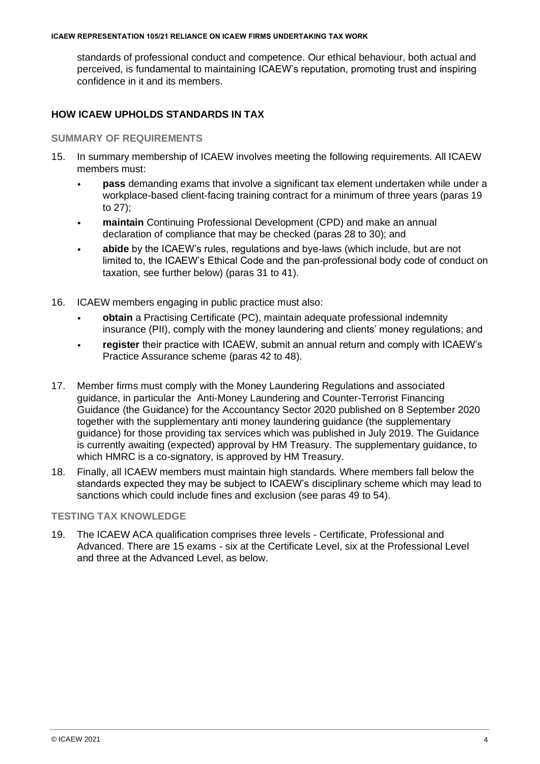standards of professional conduct and competence. Our ethical behaviour, both actual and perceived, is fundamental to maintaining ICAEW's reputation, promoting trust and inspiring confidence in it and its members.

## HOW ICAEW UPHOLDS STANDARDS IN TAX

### SUMMARY OF REQUIREMENTS

15. In summary membership of ICAEW involves meeting the following requirements. All ICAEW members must:
    - **pass** demanding exams that involve a significant tax element undertaken while under a workplace-based client-facing training contract for a minimum of three years (paras 19 to 27);
    - **maintain** Continuing Professional Development (CPD) and make an annual declaration of compliance that may be checked (paras 28 to 30); and
    - **abide** by the ICAEW's rules, regulations and bye-laws (which include, but are not limited to, the ICAEW's Ethical Code and the pan-professional body code of conduct on taxation, see further below) (paras 31 to 41).

16. ICAEW members engaging in public practice must also:
    - **obtain** a Practising Certificate (PC), maintain adequate professional indemnity insurance (PII), comply with the money laundering and clients' money regulations; and
    - **register** their practice with ICAEW, submit an annual return and comply with ICAEW's Practice Assurance scheme (paras 42 to 48).

17. Member firms must comply with the Money Laundering Regulations and associated guidance, in particular the Anti-Money Laundering and Counter-Terrorist Financing Guidance (the Guidance) for the Accountancy Sector 2020 published on 8 September 2020 together with the supplementary anti money laundering guidance (the supplementary guidance) for those providing tax services which was published in July 2019. The Guidance is currently awaiting (expected) approval by HM Treasury. The supplementary guidance, to which HMRC is a co-signatory, is approved by HM Treasury.

18. Finally, all ICAEW members must maintain high standards. Where members fall below the standards expected they may be subject to ICAEW's disciplinary scheme which may lead to sanctions which could include fines and exclusion (see paras 49 to 54).

### TESTING TAX KNOWLEDGE

19. The ICAEW ACA qualification comprises three levels - Certificate, Professional and Advanced. There are 15 exams - six at the Certificate Level, six at the Professional Level and three at the Advanced Level, as below.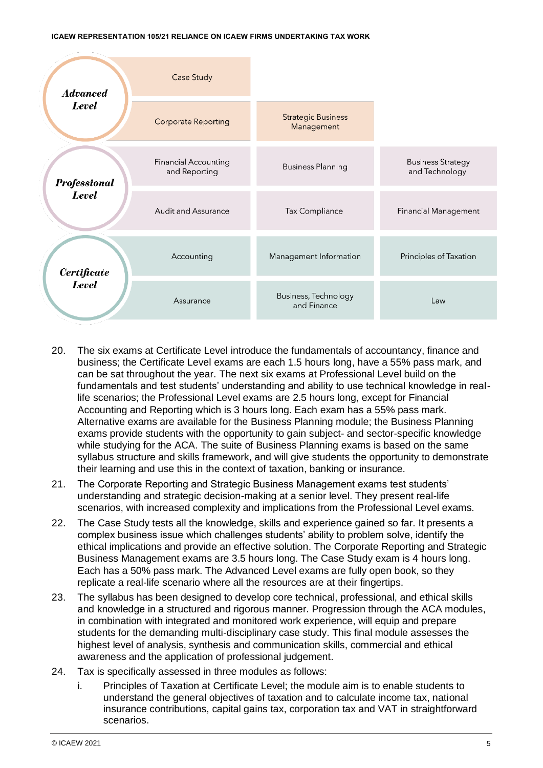| Level | | | |
|---|---|---|---|
| ***Advanced Level*** | Case Study | | |
| | Corporate Reporting | Strategic Business Management | |
| ***Professional Level*** | Financial Accounting and Reporting | Business Planning | Business Strategy and Technology |
| | Audit and Assurance | Tax Compliance | Financial Management |
| ***Certificate Level*** | Accounting | Management Information | Principles of Taxation |
| | Assurance | Business, Technology and Finance | Law |

20. The six exams at Certificate Level introduce the fundamentals of accountancy, finance and business; the Certificate Level exams are each 1.5 hours long, have a 55% pass mark, and can be sat throughout the year. The next six exams at Professional Level build on the fundamentals and test students' understanding and ability to use technical knowledge in real-life scenarios; the Professional Level exams are 2.5 hours long, except for Financial Accounting and Reporting which is 3 hours long. Each exam has a 55% pass mark. Alternative exams are available for the Business Planning module; the Business Planning exams provide students with the opportunity to gain subject- and sector-specific knowledge while studying for the ACA. The suite of Business Planning exams is based on the same syllabus structure and skills framework, and will give students the opportunity to demonstrate their learning and use this in the context of taxation, banking or insurance.
21. The Corporate Reporting and Strategic Business Management exams test students' understanding and strategic decision-making at a senior level. They present real-life scenarios, with increased complexity and implications from the Professional Level exams.
22. The Case Study tests all the knowledge, skills and experience gained so far. It presents a complex business issue which challenges students' ability to problem solve, identify the ethical implications and provide an effective solution. The Corporate Reporting and Strategic Business Management exams are 3.5 hours long. The Case Study exam is 4 hours long. Each has a 50% pass mark. The Advanced Level exams are fully open book, so they replicate a real-life scenario where all the resources are at their fingertips.
23. The syllabus has been designed to develop core technical, professional, and ethical skills and knowledge in a structured and rigorous manner. Progression through the ACA modules, in combination with integrated and monitored work experience, will equip and prepare students for the demanding multi-disciplinary case study. This final module assesses the highest level of analysis, synthesis and communication skills, commercial and ethical awareness and the application of professional judgement.
24. Tax is specifically assessed in three modules as follows:
    i. Principles of Taxation at Certificate Level; the module aim is to enable students to understand the general objectives of taxation and to calculate income tax, national insurance contributions, capital gains tax, corporation tax and VAT in straightforward scenarios.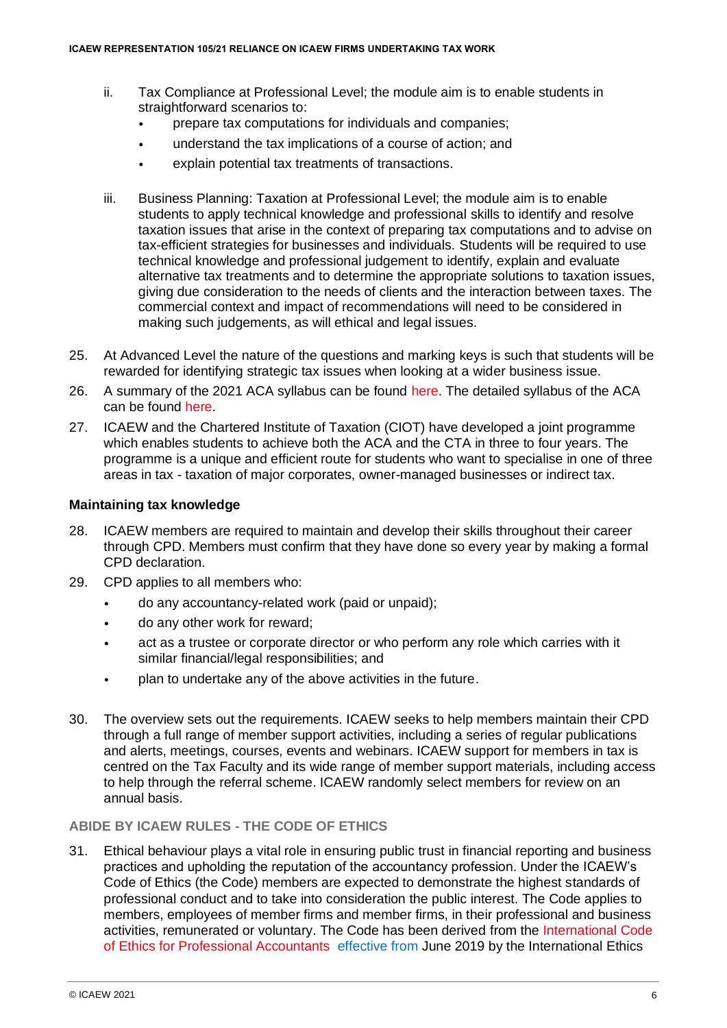ii. Tax Compliance at Professional Level; the module aim is to enable students in straightforward scenarios to:
   - prepare tax computations for individuals and companies;
   - understand the tax implications of a course of action; and
   - explain potential tax treatments of transactions.

iii. Business Planning: Taxation at Professional Level; the module aim is to enable students to apply technical knowledge and professional skills to identify and resolve taxation issues that arise in the context of preparing tax computations and to advise on tax-efficient strategies for businesses and individuals. Students will be required to use technical knowledge and professional judgement to identify, explain and evaluate alternative tax treatments and to determine the appropriate solutions to taxation issues, giving due consideration to the needs of clients and the interaction between taxes. The commercial context and impact of recommendations will need to be considered in making such judgements, as will ethical and legal issues.

25. At Advanced Level the nature of the questions and marking keys is such that students will be rewarded for identifying strategic tax issues when looking at a wider business issue.

26. A summary of the 2021 ACA syllabus can be found here. The detailed syllabus of the ACA can be found here.

27. ICAEW and the Chartered Institute of Taxation (CIOT) have developed a joint programme which enables students to achieve both the ACA and the CTA in three to four years. The programme is a unique and efficient route for students who want to specialise in one of three areas in tax - taxation of major corporates, owner-managed businesses or indirect tax.

### Maintaining tax knowledge

28. ICAEW members are required to maintain and develop their skills throughout their career through CPD. Members must confirm that they have done so every year by making a formal CPD declaration.

29. CPD applies to all members who:
   - do any accountancy-related work (paid or unpaid);
   - do any other work for reward;
   - act as a trustee or corporate director or who perform any role which carries with it similar financial/legal responsibilities; and
   - plan to undertake any of the above activities in the future.

30. The overview sets out the requirements. ICAEW seeks to help members maintain their CPD through a full range of member support activities, including a series of regular publications and alerts, meetings, courses, events and webinars. ICAEW support for members in tax is centred on the Tax Faculty and its wide range of member support materials, including access to help through the referral scheme. ICAEW randomly select members for review on an annual basis.

## ABIDE BY ICAEW RULES - THE CODE OF ETHICS

31. Ethical behaviour plays a vital role in ensuring public trust in financial reporting and business practices and upholding the reputation of the accountancy profession. Under the ICAEW's Code of Ethics (the Code) members are expected to demonstrate the highest standards of professional conduct and to take into consideration the public interest. The Code applies to members, employees of member firms and member firms, in their professional and business activities, remunerated or voluntary. The Code has been derived from the International Code of Ethics for Professional Accountants effective from June 2019 by the International Ethics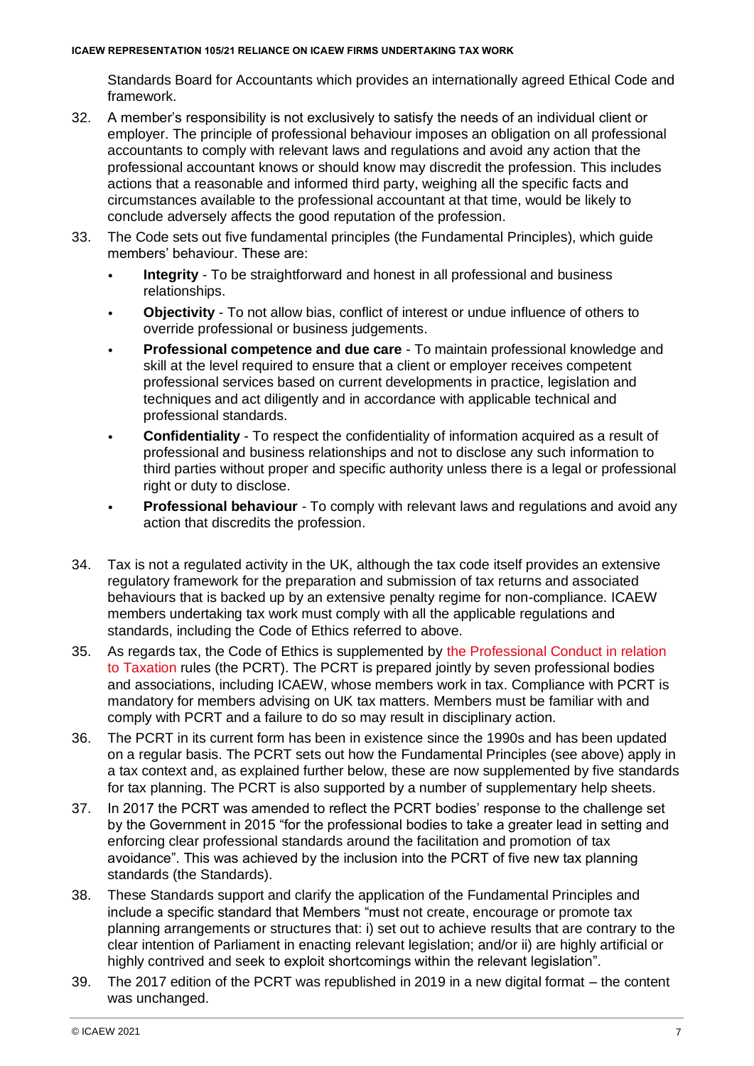Standards Board for Accountants which provides an internationally agreed Ethical Code and framework.

32. A member's responsibility is not exclusively to satisfy the needs of an individual client or employer. The principle of professional behaviour imposes an obligation on all professional accountants to comply with relevant laws and regulations and avoid any action that the professional accountant knows or should know may discredit the profession. This includes actions that a reasonable and informed third party, weighing all the specific facts and circumstances available to the professional accountant at that time, would be likely to conclude adversely affects the good reputation of the profession.

33. The Code sets out five fundamental principles (the Fundamental Principles), which guide members' behaviour. These are:

    - **Integrity** - To be straightforward and honest in all professional and business relationships.
    - **Objectivity** - To not allow bias, conflict of interest or undue influence of others to override professional or business judgements.
    - **Professional competence and due care** - To maintain professional knowledge and skill at the level required to ensure that a client or employer receives competent professional services based on current developments in practice, legislation and techniques and act diligently and in accordance with applicable technical and professional standards.
    - **Confidentiality** - To respect the confidentiality of information acquired as a result of professional and business relationships and not to disclose any such information to third parties without proper and specific authority unless there is a legal or professional right or duty to disclose.
    - **Professional behaviour** - To comply with relevant laws and regulations and avoid any action that discredits the profession.

34. Tax is not a regulated activity in the UK, although the tax code itself provides an extensive regulatory framework for the preparation and submission of tax returns and associated behaviours that is backed up by an extensive penalty regime for non-compliance. ICAEW members undertaking tax work must comply with all the applicable regulations and standards, including the Code of Ethics referred to above.

35. As regards tax, the Code of Ethics is supplemented by the Professional Conduct in relation to Taxation rules (the PCRT). The PCRT is prepared jointly by seven professional bodies and associations, including ICAEW, whose members work in tax. Compliance with PCRT is mandatory for members advising on UK tax matters. Members must be familiar with and comply with PCRT and a failure to do so may result in disciplinary action.

36. The PCRT in its current form has been in existence since the 1990s and has been updated on a regular basis. The PCRT sets out how the Fundamental Principles (see above) apply in a tax context and, as explained further below, these are now supplemented by five standards for tax planning. The PCRT is also supported by a number of supplementary help sheets.

37. In 2017 the PCRT was amended to reflect the PCRT bodies' response to the challenge set by the Government in 2015 "for the professional bodies to take a greater lead in setting and enforcing clear professional standards around the facilitation and promotion of tax avoidance". This was achieved by the inclusion into the PCRT of five new tax planning standards (the Standards).

38. These Standards support and clarify the application of the Fundamental Principles and include a specific standard that Members "must not create, encourage or promote tax planning arrangements or structures that: i) set out to achieve results that are contrary to the clear intention of Parliament in enacting relevant legislation; and/or ii) are highly artificial or highly contrived and seek to exploit shortcomings within the relevant legislation".

39. The 2017 edition of the PCRT was republished in 2019 in a new digital format – the content was unchanged.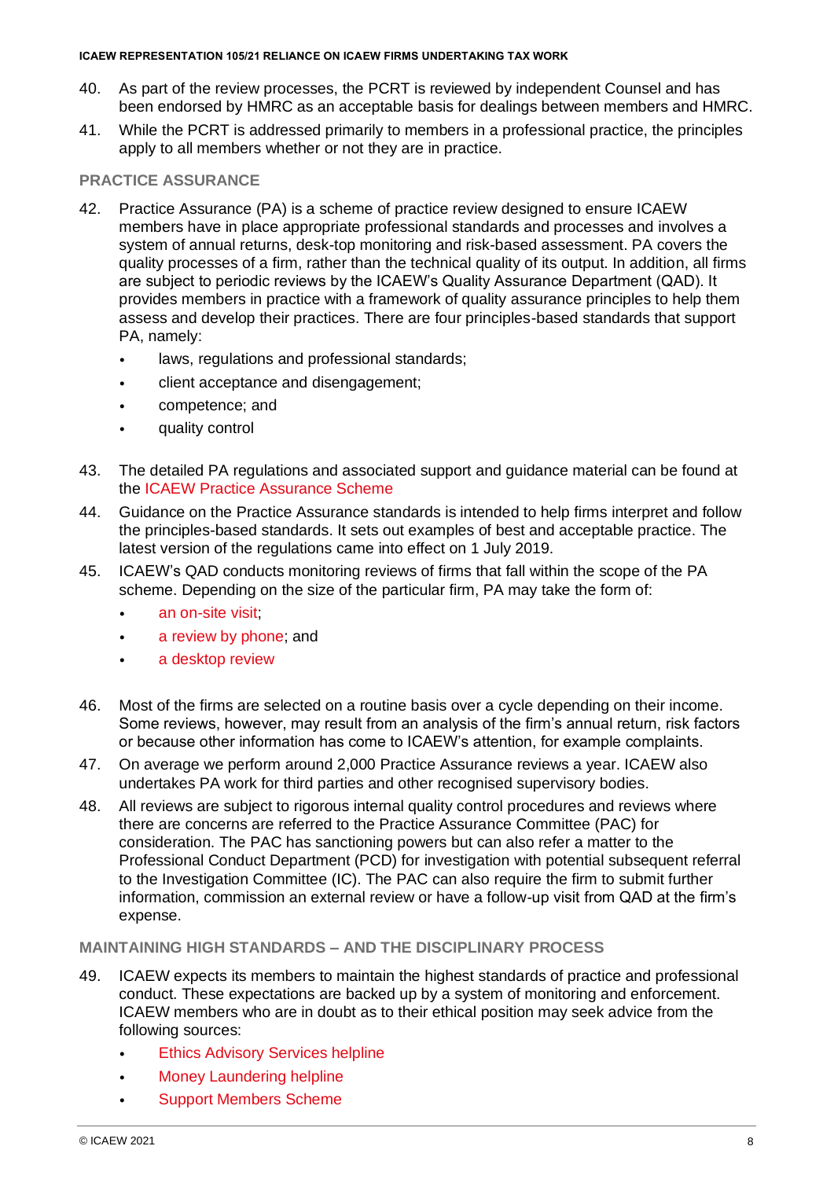40. As part of the review processes, the PCRT is reviewed by independent Counsel and has been endorsed by HMRC as an acceptable basis for dealings between members and HMRC.
41. While the PCRT is addressed primarily to members in a professional practice, the principles apply to all members whether or not they are in practice.

## PRACTICE ASSURANCE

42. Practice Assurance (PA) is a scheme of practice review designed to ensure ICAEW members have in place appropriate professional standards and processes and involves a system of annual returns, desk-top monitoring and risk-based assessment. PA covers the quality processes of a firm, rather than the technical quality of its output. In addition, all firms are subject to periodic reviews by the ICAEW's Quality Assurance Department (QAD). It provides members in practice with a framework of quality assurance principles to help them assess and develop their practices. There are four principles-based standards that support PA, namely:
    - laws, regulations and professional standards;
    - client acceptance and disengagement;
    - competence; and
    - quality control
43. The detailed PA regulations and associated support and guidance material can be found at the ICAEW Practice Assurance Scheme
44. Guidance on the Practice Assurance standards is intended to help firms interpret and follow the principles-based standards. It sets out examples of best and acceptable practice. The latest version of the regulations came into effect on 1 July 2019.
45. ICAEW's QAD conducts monitoring reviews of firms that fall within the scope of the PA scheme. Depending on the size of the particular firm, PA may take the form of:
    - an on-site visit;
    - a review by phone; and
    - a desktop review
46. Most of the firms are selected on a routine basis over a cycle depending on their income. Some reviews, however, may result from an analysis of the firm's annual return, risk factors or because other information has come to ICAEW's attention, for example complaints.
47. On average we perform around 2,000 Practice Assurance reviews a year. ICAEW also undertakes PA work for third parties and other recognised supervisory bodies.
48. All reviews are subject to rigorous internal quality control procedures and reviews where there are concerns are referred to the Practice Assurance Committee (PAC) for consideration. The PAC has sanctioning powers but can also refer a matter to the Professional Conduct Department (PCD) for investigation with potential subsequent referral to the Investigation Committee (IC). The PAC can also require the firm to submit further information, commission an external review or have a follow-up visit from QAD at the firm's expense.

## MAINTAINING HIGH STANDARDS – AND THE DISCIPLINARY PROCESS

49. ICAEW expects its members to maintain the highest standards of practice and professional conduct. These expectations are backed up by a system of monitoring and enforcement. ICAEW members who are in doubt as to their ethical position may seek advice from the following sources:
    - Ethics Advisory Services helpline
    - Money Laundering helpline
    - Support Members Scheme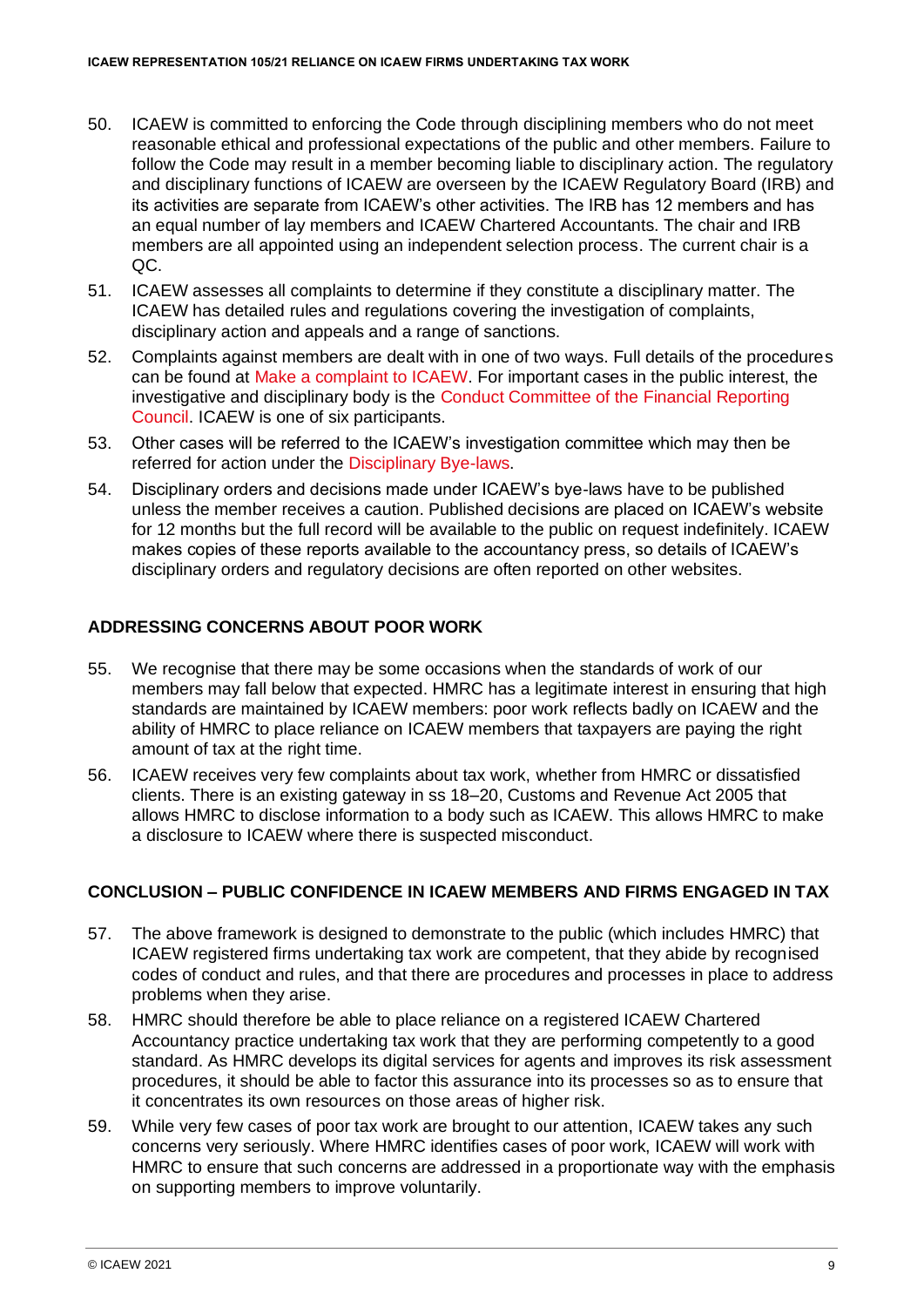50. ICAEW is committed to enforcing the Code through disciplining members who do not meet reasonable ethical and professional expectations of the public and other members. Failure to follow the Code may result in a member becoming liable to disciplinary action. The regulatory and disciplinary functions of ICAEW are overseen by the ICAEW Regulatory Board (IRB) and its activities are separate from ICAEW's other activities. The IRB has 12 members and has an equal number of lay members and ICAEW Chartered Accountants. The chair and IRB members are all appointed using an independent selection process. The current chair is a QC.
51. ICAEW assesses all complaints to determine if they constitute a disciplinary matter. The ICAEW has detailed rules and regulations covering the investigation of complaints, disciplinary action and appeals and a range of sanctions.
52. Complaints against members are dealt with in one of two ways. Full details of the procedures can be found at Make a complaint to ICAEW. For important cases in the public interest, the investigative and disciplinary body is the Conduct Committee of the Financial Reporting Council. ICAEW is one of six participants.
53. Other cases will be referred to the ICAEW's investigation committee which may then be referred for action under the Disciplinary Bye-laws.
54. Disciplinary orders and decisions made under ICAEW's bye-laws have to be published unless the member receives a caution. Published decisions are placed on ICAEW's website for 12 months but the full record will be available to the public on request indefinitely. ICAEW makes copies of these reports available to the accountancy press, so details of ICAEW's disciplinary orders and regulatory decisions are often reported on other websites.

## ADDRESSING CONCERNS ABOUT POOR WORK

55. We recognise that there may be some occasions when the standards of work of our members may fall below that expected. HMRC has a legitimate interest in ensuring that high standards are maintained by ICAEW members: poor work reflects badly on ICAEW and the ability of HMRC to place reliance on ICAEW members that taxpayers are paying the right amount of tax at the right time.
56. ICAEW receives very few complaints about tax work, whether from HMRC or dissatisfied clients. There is an existing gateway in ss 18–20, Customs and Revenue Act 2005 that allows HMRC to disclose information to a body such as ICAEW. This allows HMRC to make a disclosure to ICAEW where there is suspected misconduct.

## CONCLUSION – PUBLIC CONFIDENCE IN ICAEW MEMBERS AND FIRMS ENGAGED IN TAX

57. The above framework is designed to demonstrate to the public (which includes HMRC) that ICAEW registered firms undertaking tax work are competent, that they abide by recognised codes of conduct and rules, and that there are procedures and processes in place to address problems when they arise.
58. HMRC should therefore be able to place reliance on a registered ICAEW Chartered Accountancy practice undertaking tax work that they are performing competently to a good standard. As HMRC develops its digital services for agents and improves its risk assessment procedures, it should be able to factor this assurance into its processes so as to ensure that it concentrates its own resources on those areas of higher risk.
59. While very few cases of poor tax work are brought to our attention, ICAEW takes any such concerns very seriously. Where HMRC identifies cases of poor work, ICAEW will work with HMRC to ensure that such concerns are addressed in a proportionate way with the emphasis on supporting members to improve voluntarily.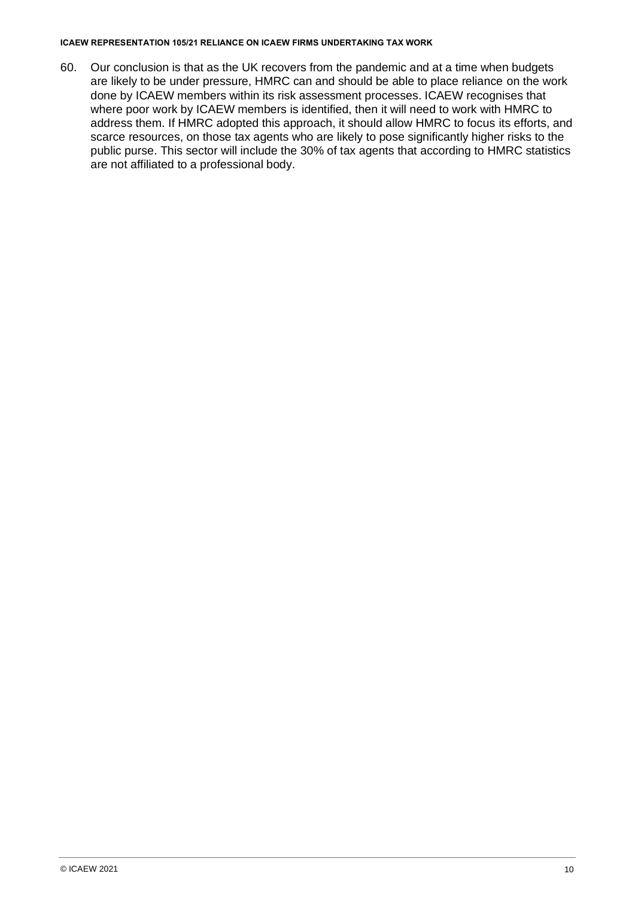60. Our conclusion is that as the UK recovers from the pandemic and at a time when budgets are likely to be under pressure, HMRC can and should be able to place reliance on the work done by ICAEW members within its risk assessment processes. ICAEW recognises that where poor work by ICAEW members is identified, then it will need to work with HMRC to address them. If HMRC adopted this approach, it should allow HMRC to focus its efforts, and scarce resources, on those tax agents who are likely to pose significantly higher risks to the public purse. This sector will include the 30% of tax agents that according to HMRC statistics are not affiliated to a professional body.